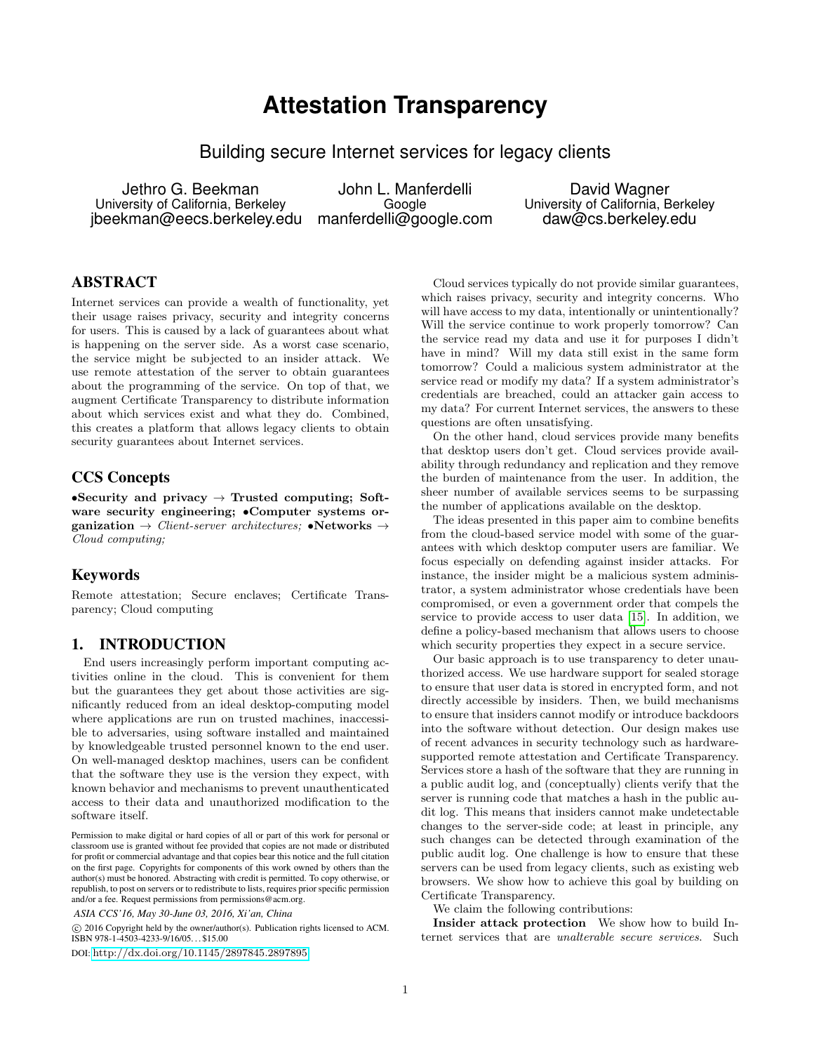# Attestation Transparency

## Building secure Internet services for legacy clients

Jethro G. Beekman
University of California, Berkeley
jbeekman@eecs.berkeley.edu

John L. Manferdelli
Google
manferdelli@google.com

David Wagner
University of California, Berkeley
daw@cs.berkeley.edu

## ABSTRACT

Internet services can provide a wealth of functionality, yet their usage raises privacy, security and integrity concerns for users. This is caused by a lack of guarantees about what is happening on the server side. As a worst case scenario, the service might be subjected to an insider attack. We use remote attestation of the server to obtain guarantees about the programming of the service. On top of that, we augment Certificate Transparency to distribute information about which services exist and what they do. Combined, this creates a platform that allows legacy clients to obtain security guarantees about Internet services.

## CCS Concepts

•**Security and privacy** → **Trusted computing; Software security engineering;** •**Computer systems organization** → *Client-server architectures;* •**Networks** → *Cloud computing;*

## Keywords

Remote attestation; Secure enclaves; Certificate Transparency; Cloud computing

## 1. INTRODUCTION

End users increasingly perform important computing activities online in the cloud. This is convenient for them but the guarantees they get about those activities are significantly reduced from an ideal desktop-computing model where applications are run on trusted machines, inaccessible to adversaries, using software installed and maintained by knowledgeable trusted personnel known to the end user. On well-managed desktop machines, users can be confident that the software they use is the version they expect, with known behavior and mechanisms to prevent unauthenticated access to their data and unauthorized modification to the software itself.

Permission to make digital or hard copies of all or part of this work for personal or classroom use is granted without fee provided that copies are not made or distributed for profit or commercial advantage and that copies bear this notice and the full citation on the first page. Copyrights for components of this work owned by others than the author(s) must be honored. Abstracting with credit is permitted. To copy otherwise, or republish, to post on servers or to redistribute to lists, requires prior specific permission and/or a fee. Request permissions from permissions@acm.org.

*ASIA CCS'16, May 30-June 03, 2016, Xi'an, China*

© 2016 Copyright held by the owner/author(s). Publication rights licensed to ACM. ISBN 978-1-4503-4233-9/16/05...$15.00

DOI: http://dx.doi.org/10.1145/2897845.2897895

Cloud services typically do not provide similar guarantees, which raises privacy, security and integrity concerns. Who will have access to my data, intentionally or unintentionally? Will the service continue to work properly tomorrow? Can the service read my data and use it for purposes I didn't have in mind? Will my data still exist in the same form tomorrow? Could a malicious system administrator at the service read or modify my data? If a system administrator's credentials are breached, could an attacker gain access to my data? For current Internet services, the answers to these questions are often unsatisfying.

On the other hand, cloud services provide many benefits that desktop users don't get. Cloud services provide availability through redundancy and replication and they remove the burden of maintenance from the user. In addition, the sheer number of available services seems to be surpassing the number of applications available on the desktop.

The ideas presented in this paper aim to combine benefits from the cloud-based service model with some of the guarantees with which desktop computer users are familiar. We focus especially on defending against insider attacks. For instance, the insider might be a malicious system administrator, a system administrator whose credentials have been compromised, or even a government order that compels the service to provide access to user data [15]. In addition, we define a policy-based mechanism that allows users to choose which security properties they expect in a secure service.

Our basic approach is to use transparency to deter unauthorized access. We use hardware support for sealed storage to ensure that user data is stored in encrypted form, and not directly accessible by insiders. Then, we build mechanisms to ensure that insiders cannot modify or introduce backdoors into the software without detection. Our design makes use of recent advances in security technology such as hardware-supported remote attestation and Certificate Transparency. Services store a hash of the software that they are running in a public audit log, and (conceptually) clients verify that the server is running code that matches a hash in the public audit log. This means that insiders cannot make undetectable changes to the server-side code; at least in principle, any such changes can be detected through examination of the public audit log. One challenge is how to ensure that these servers can be used from legacy clients, such as existing web browsers. We show how to achieve this goal by building on Certificate Transparency.

We claim the following contributions:

**Insider attack protection** We show how to build Internet services that are *unalterable secure services.* Such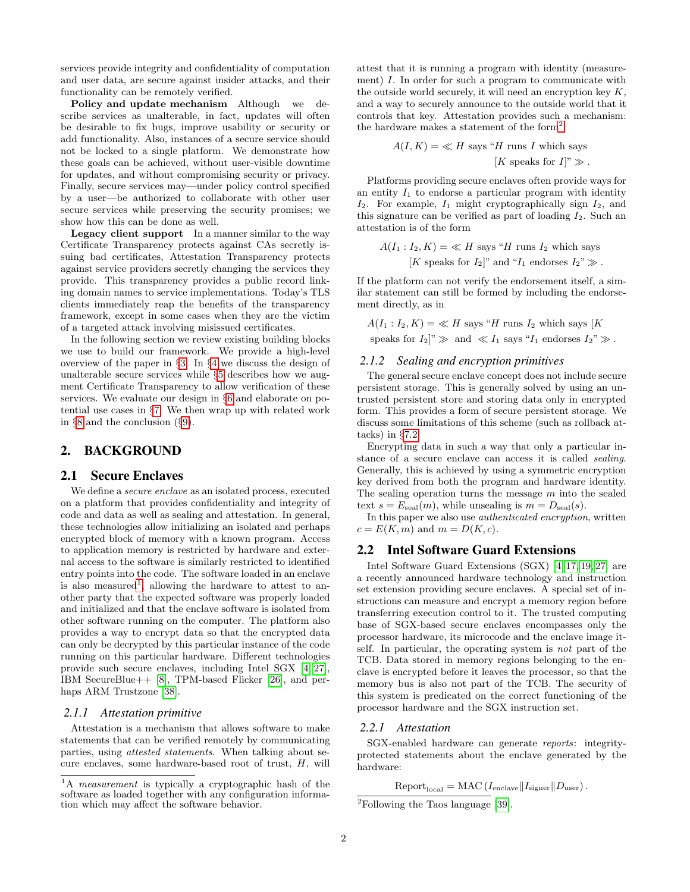services provide integrity and confidentiality of computation and user data, are secure against insider attacks, and their functionality can be remotely verified.

**Policy and update mechanism** Although we describe services as unalterable, in fact, updates will often be desirable to fix bugs, improve usability or security or add functionality. Also, instances of a secure service should not be locked to a single platform. We demonstrate how these goals can be achieved, without user-visible downtime for updates, and without compromising security or privacy. Finally, secure services may—under policy control specified by a user—be authorized to collaborate with other user secure services while preserving the security promises; we show how this can be done as well.

**Legacy client support** In a manner similar to the way Certificate Transparency protects against CAs secretly issuing bad certificates, Attestation Transparency protects against service providers secretly changing the services they provide. This transparency provides a public record linking domain names to service implementations. Today's TLS clients immediately reap the benefits of the transparency framework, except in some cases when they are the victim of a targeted attack involving misissued certificates.

In the following section we review existing building blocks we use to build our framework. We provide a high-level overview of the paper in §3. In §4 we discuss the design of unalterable secure services while §5 describes how we augment Certificate Transparency to allow verification of these services. We evaluate our design in §6 and elaborate on potential use cases in §7. We then wrap up with related work in §8 and the conclusion (§9).

## 2. BACKGROUND

### 2.1 Secure Enclaves

We define a *secure enclave* as an isolated process, executed on a platform that provides confidentiality and integrity of code and data as well as sealing and attestation. In general, these technologies allow initializing an isolated and perhaps encrypted block of memory with a known program. Access to application memory is restricted by hardware and external access to the software is similarly restricted to identified entry points into the code. The software loaded in an enclave is also measured[1], allowing the hardware to attest to another party that the expected software was properly loaded and initialized and that the enclave software is isolated from other software running on the computer. The platform also provides a way to encrypt data so that the encrypted data can only be decrypted by this particular instance of the code running on this particular hardware. Different technologies provide such secure enclaves, including Intel SGX [4, 27], IBM SecureBlue++ [8], TPM-based Flicker [26], and perhaps ARM Trustzone [38].

#### 2.1.1 Attestation primitive

Attestation is a mechanism that allows software to make statements that can be verified remotely by communicating parties, using *attested statements*. When talking about secure enclaves, some hardware-based root of trust, $H$, will attest that it is running a program with identity (measurement) $I$. In order for such a program to communicate with the outside world securely, it will need an encryption key $K$, and a way to securely announce to the outside world that it controls that key. Attestation provides such a mechanism: the hardware makes a statement of the form[2]

$$A(I, K) = \ll H \text{ says "}H \text{ runs } I \text{ which says } [K \text{ speaks for } I]\text{"} \gg .$$

Platforms providing secure enclaves often provide ways for an entity $I_1$ to endorse a particular program with identity $I_2$. For example, $I_1$ might cryptographically sign $I_2$, and this signature can be verified as part of loading $I_2$. Such an attestation is of the form

$$A(I_1 : I_2, K) = \ll H \text{ says "}H \text{ runs } I_2 \text{ which says } [K \text{ speaks for } I_2]\text{" and "}I_1 \text{ endorses } I_2\text{"} \gg .$$

If the platform can not verify the endorsement itself, a similar statement can still be formed by including the endorsement directly, as in

$$A(I_1 : I_2, K) = \ll H \text{ says "}H \text{ runs } I_2 \text{ which says } [K \text{ speaks for } I_2]\text{"} \gg \text{ and } \ll I_1 \text{ says "}I_1 \text{ endorses } I_2\text{"} \gg .$$

#### 2.1.2 Sealing and encryption primitives

The general secure enclave concept does not include secure persistent storage. This is generally solved by using an untrusted persistent store and storing data only in encrypted form. This provides a form of secure persistent storage. We discuss some limitations of this scheme (such as rollback attacks) in §7.2.

Encrypting data in such a way that only a particular instance of a secure enclave can access it is called *sealing*. Generally, this is achieved by using a symmetric encryption key derived from both the program and hardware identity. The sealing operation turns the message $m$ into the sealed text $s = E_{\text{seal}}(m)$, while unsealing is $m = D_{\text{seal}}(s)$.

In this paper we also use *authenticated encryption*, written $c = E(K, m)$ and $m = D(K, c)$.

### 2.2 Intel Software Guard Extensions

Intel Software Guard Extensions (SGX) [4, 17, 19, 27] are a recently announced hardware technology and instruction set extension providing secure enclaves. A special set of instructions can measure and encrypt a memory region before transferring execution control to it. The trusted computing base of SGX-based secure enclaves encompasses only the processor hardware, its microcode and the enclave image itself. In particular, the operating system is *not* part of the TCB. Data stored in memory regions belonging to the enclave is encrypted before it leaves the processor, so that the memory bus is also not part of the TCB. The security of this system is predicated on the correct functioning of the processor hardware and the SGX instruction set.

#### 2.2.1 Attestation

SGX-enabled hardware can generate *reports*: integrity-protected statements about the enclave generated by the hardware:

$$\text{Report}_{\text{local}} = \text{MAC}\left(I_{\text{enclave}} \| I_{\text{signer}} \| D_{\text{user}}\right).$$

[1] A *measurement* is typically a cryptographic hash of the software as loaded together with any configuration information which may affect the software behavior.

[2] Following the Taos language [39].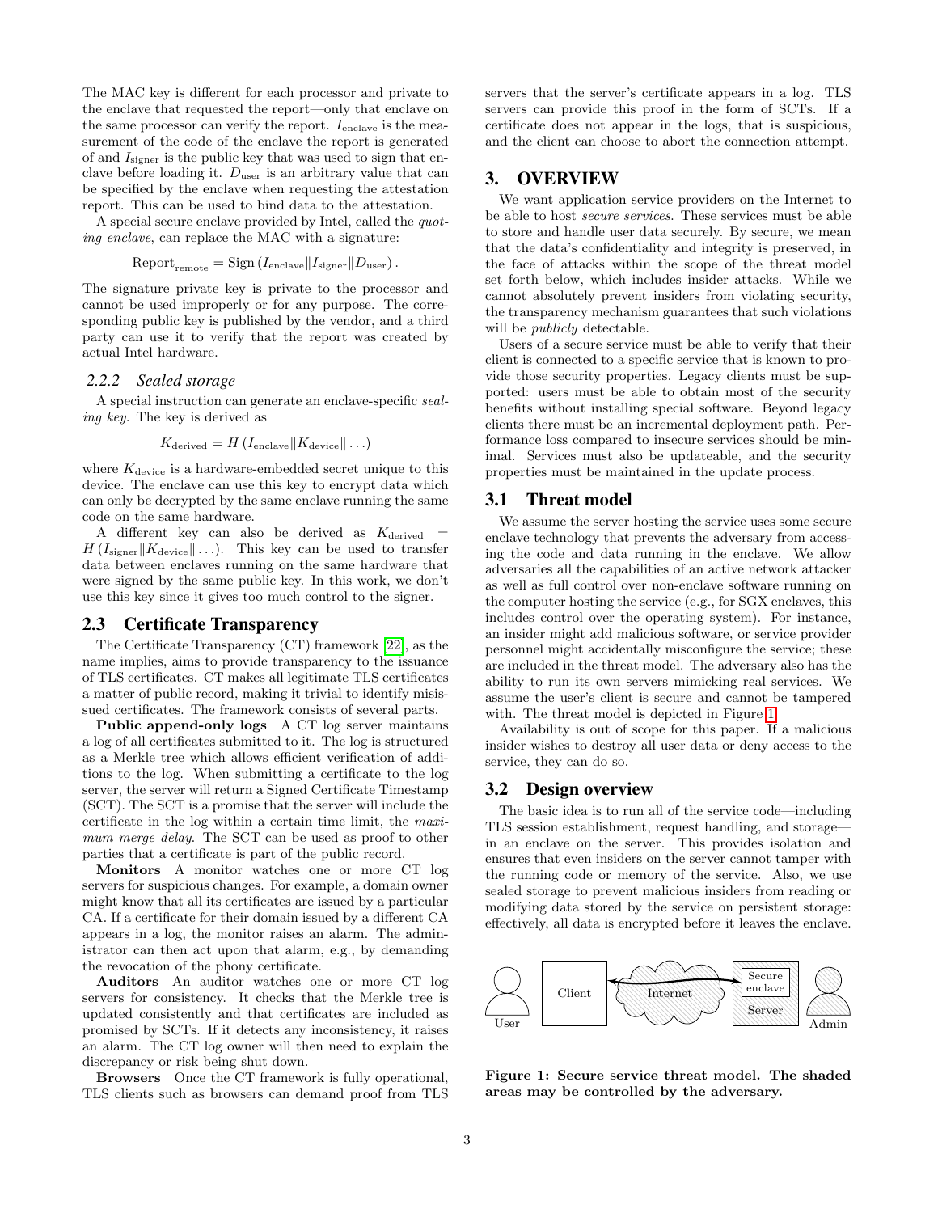The MAC key is different for each processor and private to the enclave that requested the report—only that enclave on the same processor can verify the report. $I_{\text{enclave}}$ is the measurement of the code of the enclave the report is generated of and $I_{\text{signer}}$ is the public key that was used to sign that enclave before loading it. $D_{\text{user}}$ is an arbitrary value that can be specified by the enclave when requesting the attestation report. This can be used to bind data to the attestation.

A special secure enclave provided by Intel, called the *quoting enclave*, can replace the MAC with a signature:

$$\text{Report}_{\text{remote}} = \text{Sign}\left(I_{\text{enclave}} \| I_{\text{signer}} \| D_{\text{user}}\right).$$

The signature private key is private to the processor and cannot be used improperly or for any purpose. The corresponding public key is published by the vendor, and a third party can use it to verify that the report was created by actual Intel hardware.

### 2.2.2 Sealed storage

A special instruction can generate an enclave-specific *sealing key*. The key is derived as

$$K_{\text{derived}} = H\left(I_{\text{enclave}} \| K_{\text{device}} \| \ldots\right)$$

where $K_{\text{device}}$ is a hardware-embedded secret unique to this device. The enclave can use this key to encrypt data which can only be decrypted by the same enclave running the same code on the same hardware.

A different key can also be derived as $K_{\text{derived}} = H\left(I_{\text{signer}} \| K_{\text{device}} \| \ldots\right)$. This key can be used to transfer data between enclaves running on the same hardware that were signed by the same public key. In this work, we don't use this key since it gives too much control to the signer.

## 2.3 Certificate Transparency

The Certificate Transparency (CT) framework [22], as the name implies, aims to provide transparency to the issuance of TLS certificates. CT makes all legitimate TLS certificates a matter of public record, making it trivial to identify misissued certificates. The framework consists of several parts.

**Public append-only logs** A CT log server maintains a log of all certificates submitted to it. The log is structured as a Merkle tree which allows efficient verification of additions to the log. When submitting a certificate to the log server, the server will return a Signed Certificate Timestamp (SCT). The SCT is a promise that the server will include the certificate in the log within a certain time limit, the *maximum merge delay*. The SCT can be used as proof to other parties that a certificate is part of the public record.

**Monitors** A monitor watches one or more CT log servers for suspicious changes. For example, a domain owner might know that all its certificates are issued by a particular CA. If a certificate for their domain issued by a different CA appears in a log, the monitor raises an alarm. The administrator can then act upon that alarm, e.g., by demanding the revocation of the phony certificate.

**Auditors** An auditor watches one or more CT log servers for consistency. It checks that the Merkle tree is updated consistently and that certificates are included as promised by SCTs. If it detects any inconsistency, it raises an alarm. The CT log owner will then need to explain the discrepancy or risk being shut down.

**Browsers** Once the CT framework is fully operational, TLS clients such as browsers can demand proof from TLS servers that the server's certificate appears in a log. TLS servers can provide this proof in the form of SCTs. If a certificate does not appear in the logs, that is suspicious, and the client can choose to abort the connection attempt.

# 3. OVERVIEW

We want application service providers on the Internet to be able to host *secure services*. These services must be able to store and handle user data securely. By secure, we mean that the data's confidentiality and integrity is preserved, in the face of attacks within the scope of the threat model set forth below, which includes insider attacks. While we cannot absolutely prevent insiders from violating security, the transparency mechanism guarantees that such violations will be *publicly* detectable.

Users of a secure service must be able to verify that their client is connected to a specific service that is known to provide those security properties. Legacy clients must be supported: users must be able to obtain most of the security benefits without installing special software. Beyond legacy clients there must be an incremental deployment path. Performance loss compared to insecure services should be minimal. Services must also be updateable, and the security properties must be maintained in the update process.

## 3.1 Threat model

We assume the server hosting the service uses some secure enclave technology that prevents the adversary from accessing the code and data running in the enclave. We allow adversaries all the capabilities of an active network attacker as well as full control over non-enclave software running on the computer hosting the service (e.g., for SGX enclaves, this includes control over the operating system). For instance, an insider might add malicious software, or service provider personnel might accidentally misconfigure the service; these are included in the threat model. The adversary also has the ability to run its own servers mimicking real services. We assume the user's client is secure and cannot be tampered with. The threat model is depicted in Figure 1.

Availability is out of scope for this paper. If a malicious insider wishes to destroy all user data or deny access to the service, they can do so.

## 3.2 Design overview

The basic idea is to run all of the service code—including TLS session establishment, request handling, and storage—in an enclave on the server. This provides isolation and ensures that even insiders on the server cannot tamper with the running code or memory of the service. Also, we use sealed storage to prevent malicious insiders from reading or modifying data stored by the service on persistent storage: effectively, all data is encrypted before it leaves the enclave.

**Figure 1: Secure service threat model. The shaded areas may be controlled by the adversary.**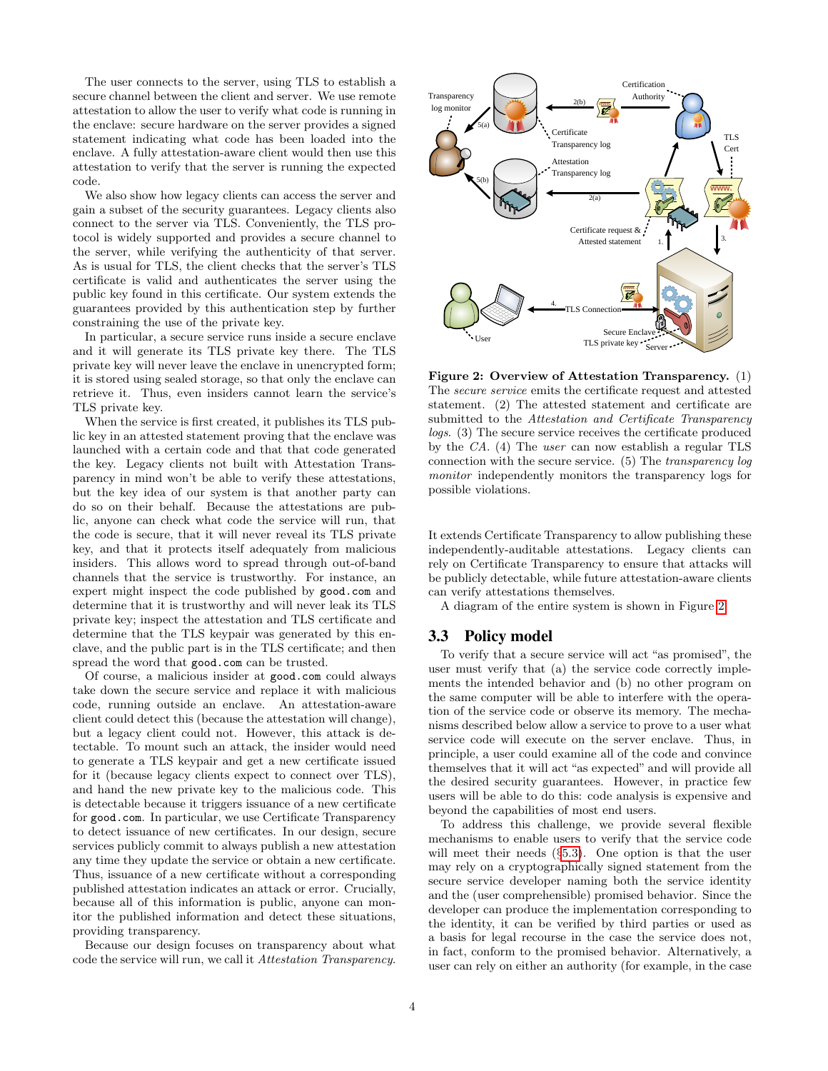The user connects to the server, using TLS to establish a secure channel between the client and server. We use remote attestation to allow the user to verify what code is running in the enclave: secure hardware on the server provides a signed statement indicating what code has been loaded into the enclave. A fully attestation-aware client would then use this attestation to verify that the server is running the expected code.

We also show how legacy clients can access the server and gain a subset of the security guarantees. Legacy clients also connect to the server via TLS. Conveniently, the TLS protocol is widely supported and provides a secure channel to the server, while verifying the authenticity of that server. As is usual for TLS, the client checks that the server's TLS certificate is valid and authenticates the server using the public key found in this certificate. Our system extends the guarantees provided by this authentication step by further constraining the use of the private key.

In particular, a secure service runs inside a secure enclave and it will generate its TLS private key there. The TLS private key will never leave the enclave in unencrypted form; it is stored using sealed storage, so that only the enclave can retrieve it. Thus, even insiders cannot learn the service's TLS private key.

When the service is first created, it publishes its TLS public key in an attested statement proving that the enclave was launched with a certain code and that that code generated the key. Legacy clients not built with Attestation Transparency in mind won't be able to verify these attestations, but the key idea of our system is that another party can do so on their behalf. Because the attestations are public, anyone can check what code the service will run, that the code is secure, that it will never reveal its TLS private key, and that it protects itself adequately from malicious insiders. This allows word to spread through out-of-band channels that the service is trustworthy. For instance, an expert might inspect the code published by `good.com` and determine that it is trustworthy and will never leak its TLS private key; inspect the attestation and TLS certificate and determine that the TLS keypair was generated by this enclave, and the public part is in the TLS certificate; and then spread the word that `good.com` can be trusted.

Of course, a malicious insider at `good.com` could always take down the secure service and replace it with malicious code, running outside an enclave. An attestation-aware client could detect this (because the attestation will change), but a legacy client could not. However, this attack is detectable. To mount such an attack, the insider would need to generate a TLS keypair and get a new certificate issued for it (because legacy clients expect to connect over TLS), and hand the new private key to the malicious code. This is detectable because it triggers issuance of a new certificate for `good.com`. In particular, we use Certificate Transparency to detect issuance of new certificates. In our design, secure services publicly commit to always publish a new attestation any time they update the service or obtain a new certificate. Thus, issuance of a new certificate without a corresponding published attestation indicates an attack or error. Crucially, because all of this information is public, anyone can monitor the published information and detect these situations, providing transparency.

Because our design focuses on transparency about what code the service will run, we call it *Attestation Transparency*.

**Figure 2: Overview of Attestation Transparency.** (1) The *secure service* emits the certificate request and attested statement. (2) The attested statement and certificate are submitted to the *Attestation and Certificate Transparency logs*. (3) The secure service receives the certificate produced by the *CA*. (4) The *user* can now establish a regular TLS connection with the secure service. (5) The *transparency log monitor* independently monitors the transparency logs for possible violations.

It extends Certificate Transparency to allow publishing these independently-auditable attestations. Legacy clients can rely on Certificate Transparency to ensure that attacks will be publicly detectable, while future attestation-aware clients can verify attestations themselves.

A diagram of the entire system is shown in Figure 2.

## 3.3 Policy model

To verify that a secure service will act "as promised", the user must verify that (a) the service code correctly implements the intended behavior and (b) no other program on the same computer will be able to interfere with the operation of the service code or observe its memory. The mechanisms described below allow a service to prove to a user what service code will execute on the server enclave. Thus, in principle, a user could examine all of the code and convince themselves that it will act "as expected" and will provide all the desired security guarantees. However, in practice few users will be able to do this: code analysis is expensive and beyond the capabilities of most end users.

To address this challenge, we provide several flexible mechanisms to enable users to verify that the service code will meet their needs (§5.3). One option is that the user may rely on a cryptographically signed statement from the secure service developer naming both the service identity and the (user comprehensible) promised behavior. Since the developer can produce the implementation corresponding to the identity, it can be verified by third parties or used as a basis for legal recourse in the case the service does not, in fact, conform to the promised behavior. Alternatively, a user can rely on either an authority (for example, in the case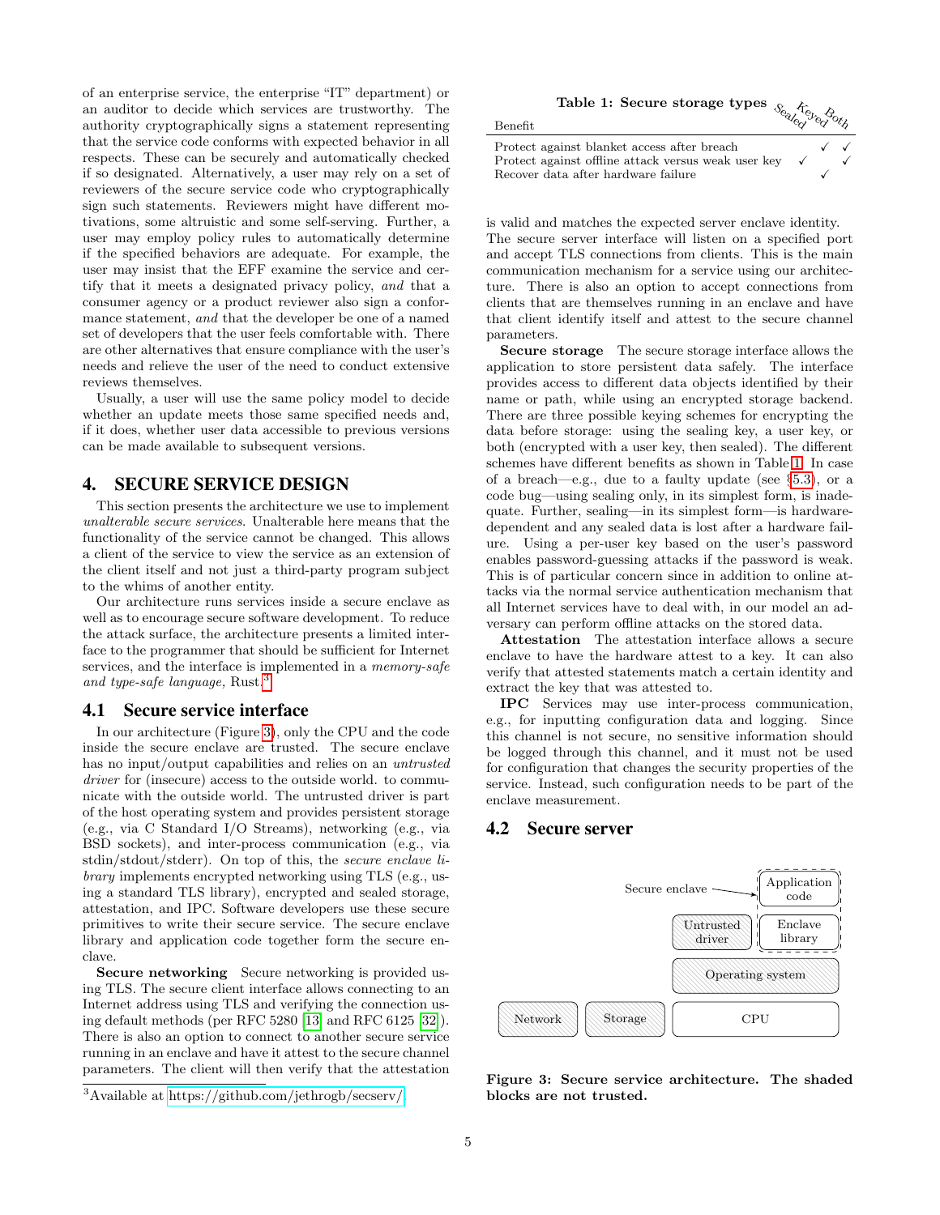of an enterprise service, the enterprise "IT" department) or an auditor to decide which services are trustworthy. The authority cryptographically signs a statement representing that the service code conforms with expected behavior in all respects. These can be securely and automatically checked if so designated. Alternatively, a user may rely on a set of reviewers of the secure service code who cryptographically sign such statements. Reviewers might have different motivations, some altruistic and some self-serving. Further, a user may employ policy rules to automatically determine if the specified behaviors are adequate. For example, the user may insist that the EFF examine the service and certify that it meets a designated privacy policy, *and* that a consumer agency or a product reviewer also sign a conformance statement, *and* that the developer be one of a named set of developers that the user feels comfortable with. There are other alternatives that ensure compliance with the user's needs and relieve the user of the need to conduct extensive reviews themselves.

Usually, a user will use the same policy model to decide whether an update meets those same specified needs and, if it does, whether user data accessible to previous versions can be made available to subsequent versions.

# 4. SECURE SERVICE DESIGN

This section presents the architecture we use to implement *unalterable secure services*. Unalterable here means that the functionality of the service cannot be changed. This allows a client of the service to view the service as an extension of the client itself and not just a third-party program subject to the whims of another entity.

Our architecture runs services inside a secure enclave as well as to encourage secure software development. To reduce the attack surface, the architecture presents a limited interface to the programmer that should be sufficient for Internet services, and the interface is implemented in a *memory-safe and type-safe language,* Rust.[3]

## 4.1 Secure service interface

In our architecture (Figure 3), only the CPU and the code inside the secure enclave are trusted. The secure enclave has no input/output capabilities and relies on an *untrusted driver* for (insecure) access to the outside world. to communicate with the outside world. The untrusted driver is part of the host operating system and provides persistent storage (e.g., via C Standard I/O Streams), networking (e.g., via BSD sockets), and inter-process communication (e.g., via stdin/stdout/stderr). On top of this, the *secure enclave library* implements encrypted networking using TLS (e.g., using a standard TLS library), encrypted and sealed storage, attestation, and IPC. Software developers use these secure primitives to write their secure service. The secure enclave library and application code together form the secure enclave.

**Secure networking** Secure networking is provided using TLS. The secure client interface allows connecting to an Internet address using TLS and verifying the connection using default methods (per RFC 5280 [13] and RFC 6125 [32]). There is also an option to connect to another secure service running in an enclave and have it attest to the secure channel parameters. The client will then verify that the attestation is valid and matches the expected server enclave identity. The secure server interface will listen on a specified port and accept TLS connections from clients. This is the main communication mechanism for a service using our architecture. There is also an option to accept connections from clients that are themselves running in an enclave and have that client identify itself and attest to the secure channel parameters.

[3] Available at https://github.com/jethrogb/secserv/

**Table 1: Secure storage types**

| Benefit | Sealed | Keyed | Both |
|---|---|---|---|
| Protect against blanket access after breach | | ✓ | ✓ |
| Protect against offline attack versus weak user key | ✓ | | ✓ |
| Recover data after hardware failure | | ✓ | |

**Secure storage** The secure storage interface allows the application to store persistent data safely. The interface provides access to different data objects identified by their name or path, while using an encrypted storage backend. There are three possible keying schemes for encrypting the data before storage: using the sealing key, a user key, or both (encrypted with a user key, then sealed). The different schemes have different benefits as shown in Table 1. In case of a breach—e.g., due to a faulty update (see §5.3), or a code bug—using sealing only, in its simplest form, is inadequate. Further, sealing—in its simplest form—is hardware-dependent and any sealed data is lost after a hardware failure. Using a per-user key based on the user's password enables password-guessing attacks if the password is weak. This is of particular concern since in addition to online attacks via the normal service authentication mechanism that all Internet services have to deal with, in our model an adversary can perform offline attacks on the stored data.

**Attestation** The attestation interface allows a secure enclave to have the hardware attest to a key. It can also verify that attested statements match a certain identity and extract the key that was attested to.

**IPC** Services may use inter-process communication, e.g., for inputting configuration data and logging. Since this channel is not secure, no sensitive information should be logged through this channel, and it must not be used for configuration that changes the security properties of the service. Instead, such configuration needs to be part of the enclave measurement.

## 4.2 Secure server

Secure enclave
Application code
Untrusted driver
Enclave library
Operating system
Network
Storage
CPU

**Figure 3: Secure service architecture. The shaded blocks are not trusted.**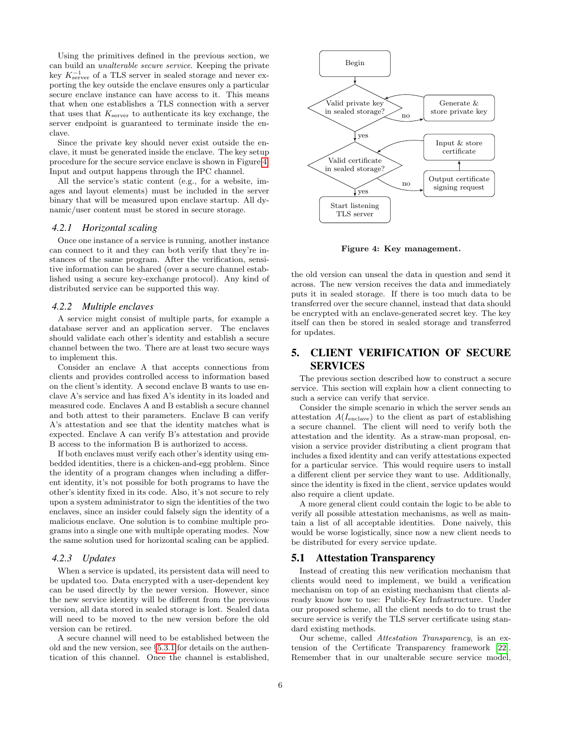Using the primitives defined in the previous section, we can build an *unalterable secure service*. Keeping the private key $K_{\text{server}}^{-1}$ of a TLS server in sealed storage and never exporting the key outside the enclave ensures only a particular secure enclave instance can have access to it. This means that when one establishes a TLS connection with a server that uses that $K_{\text{server}}$ to authenticate its key exchange, the server endpoint is guaranteed to terminate inside the enclave.

Since the private key should never exist outside the enclave, it must be generated inside the enclave. The key setup procedure for the secure service enclave is shown in Figure 4. Input and output happens through the IPC channel.

All the service's static content (e.g., for a website, images and layout elements) must be included in the server binary that will be measured upon enclave startup. All dynamic/user content must be stored in secure storage.

### 4.2.1 Horizontal scaling

Once one instance of a service is running, another instance can connect to it and they can both verify that they're instances of the same program. After the verification, sensitive information can be shared (over a secure channel established using a secure key-exchange protocol). Any kind of distributed service can be supported this way.

### 4.2.2 Multiple enclaves

A service might consist of multiple parts, for example a database server and an application server. The enclaves should validate each other's identity and establish a secure channel between the two. There are at least two secure ways to implement this.

Consider an enclave A that accepts connections from clients and provides controlled access to information based on the client's identity. A second enclave B wants to use enclave A's service and has fixed A's identity in its loaded and measured code. Enclaves A and B establish a secure channel and both attest to their parameters. Enclave B can verify A's attestation and see that the identity matches what is expected. Enclave A can verify B's attestation and provide B access to the information B is authorized to access.

If both enclaves must verify each other's identity using embedded identities, there is a chicken-and-egg problem. Since the identity of a program changes when including a different identity, it's not possible for both programs to have the other's identity fixed in its code. Also, it's not secure to rely upon a system administrator to sign the identities of the two enclaves, since an insider could falsely sign the identity of a malicious enclave. One solution is to combine multiple programs into a single one with multiple operating modes. Now the same solution used for horizontal scaling can be applied.

### 4.2.3 Updates

When a service is updated, its persistent data will need to be updated too. Data encrypted with a user-dependent key can be used directly by the newer version. However, since the new service identity will be different from the previous version, all data stored in sealed storage is lost. Sealed data will need to be moved to the new version before the old version can be retired.

A secure channel will need to be established between the old and the new version, see §5.3.1 for details on the authentication of this channel. Once the channel is established, the old version can unseal the data in question and send it across. The new version receives the data and immediately puts it in sealed storage. If there is too much data to be transferred over the secure channel, instead that data should be encrypted with an enclave-generated secret key. The key itself can then be stored in sealed storage and transferred for updates.

**Figure 4: Key management.**

## 5. CLIENT VERIFICATION OF SECURE SERVICES

The previous section described how to construct a secure service. This section will explain how a client connecting to such a service can verify that service.

Consider the simple scenario in which the server sends an attestation $A(I_{\text{enclave}})$ to the client as part of establishing a secure channel. The client will need to verify both the attestation and the identity. As a straw-man proposal, envision a service provider distributing a client program that includes a fixed identity and can verify attestations expected for a particular service. This would require users to install a different client per service they want to use. Additionally, since the identity is fixed in the client, service updates would also require a client update.

A more general client could contain the logic to be able to verify all possible attestation mechanisms, as well as maintain a list of all acceptable identities. Done naively, this would be worse logistically, since now a new client needs to be distributed for every service update.

## 5.1 Attestation Transparency

Instead of creating this new verification mechanism that clients would need to implement, we build a verification mechanism on top of an existing mechanism that clients already know how to use: Public-Key Infrastructure. Under our proposed scheme, all the client needs to do to trust the secure service is verify the TLS server certificate using standard existing methods.

Our scheme, called *Attestation Transparency*, is an extension of the Certificate Transparency framework [22]. Remember that in our unalterable secure service model,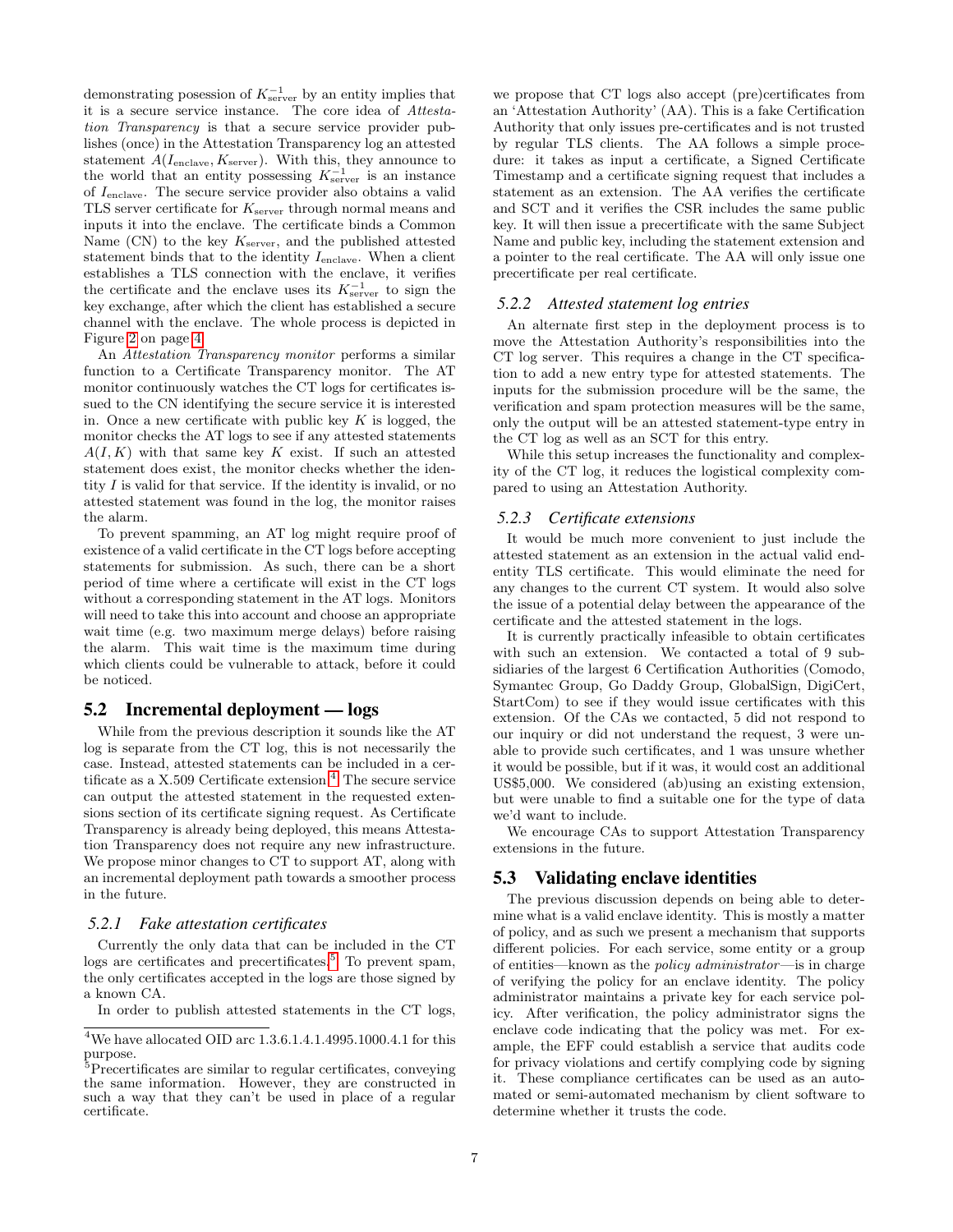demonstrating posession of $K_{\text{server}}^{-1}$ by an entity implies that it is a secure service instance. The core idea of *Attestation Transparency* is that a secure service provider publishes (once) in the Attestation Transparency log an attested statement $A(I_{\text{enclave}}, K_{\text{server}})$. With this, they announce to the world that an entity possessing $K_{\text{server}}^{-1}$ is an instance of $I_{\text{enclave}}$. The secure service provider also obtains a valid TLS server certificate for $K_{\text{server}}$ through normal means and inputs it into the enclave. The certificate binds a Common Name (CN) to the key $K_{\text{server}}$, and the published attested statement binds that to the identity $I_{\text{enclave}}$. When a client establishes a TLS connection with the enclave, it verifies the certificate and the enclave uses its $K_{\text{server}}^{-1}$ to sign the key exchange, after which the client has established a secure channel with the enclave. The whole process is depicted in Figure 2 on page 4.

An *Attestation Transparency monitor* performs a similar function to a Certificate Transparency monitor. The AT monitor continuously watches the CT logs for certificates issued to the CN identifying the secure service it is interested in. Once a new certificate with public key $K$ is logged, the monitor checks the AT logs to see if any attested statements $A(I, K)$ with that same key $K$ exist. If such an attested statement does exist, the monitor checks whether the identity $I$ is valid for that service. If the identity is invalid, or no attested statement was found in the log, the monitor raises the alarm.

To prevent spamming, an AT log might require proof of existence of a valid certificate in the CT logs before accepting statements for submission. As such, there can be a short period of time where a certificate will exist in the CT logs without a corresponding statement in the AT logs. Monitors will need to take this into account and choose an appropriate wait time (e.g. two maximum merge delays) before raising the alarm. This wait time is the maximum time during which clients could be vulnerable to attack, before it could be noticed.

## 5.2 Incremental deployment — logs

While from the previous description it sounds like the AT log is separate from the CT log, this is not necessarily the case. Instead, attested statements can be included in a certificate as a X.509 Certificate extension.[4] The secure service can output the attested statement in the requested extensions section of its certificate signing request. As Certificate Transparency is already being deployed, this means Attestation Transparency does not require any new infrastructure. We propose minor changes to CT to support AT, along with an incremental deployment path towards a smoother process in the future.

### 5.2.1 Fake attestation certificates

Currently the only data that can be included in the CT logs are certificates and precertificates.[5] To prevent spam, the only certificates accepted in the logs are those signed by a known CA.

In order to publish attested statements in the CT logs, we propose that CT logs also accept (pre)certificates from an 'Attestation Authority' (AA). This is a fake Certification Authority that only issues pre-certificates and is not trusted by regular TLS clients. The AA follows a simple procedure: it takes as input a certificate, a Signed Certificate Timestamp and a certificate signing request that includes a statement as an extension. The AA verifies the certificate and SCT and it verifies the CSR includes the same public key. It will then issue a precertificate with the same Subject Name and public key, including the statement extension and a pointer to the real certificate. The AA will only issue one precertificate per real certificate.

### 5.2.2 Attested statement log entries

An alternate first step in the deployment process is to move the Attestation Authority's responsibilities into the CT log server. This requires a change in the CT specification to add a new entry type for attested statements. The inputs for the submission procedure will be the same, the verification and spam protection measures will be the same, only the output will be an attested statement-type entry in the CT log as well as an SCT for this entry.

While this setup increases the functionality and complexity of the CT log, it reduces the logistical complexity compared to using an Attestation Authority.

### 5.2.3 Certificate extensions

It would be much more convenient to just include the attested statement as an extension in the actual valid end-entity TLS certificate. This would eliminate the need for any changes to the current CT system. It would also solve the issue of a potential delay between the appearance of the certificate and the attested statement in the logs.

It is currently practically infeasible to obtain certificates with such an extension. We contacted a total of 9 subsidiaries of the largest 6 Certification Authorities (Comodo, Symantec Group, Go Daddy Group, GlobalSign, DigiCert, StartCom) to see if they would issue certificates with this extension. Of the CAs we contacted, 5 did not respond to our inquiry or did not understand the request, 3 were unable to provide such certificates, and 1 was unsure whether it would be possible, but if it was, it would cost an additional US$5,000. We considered (ab)using an existing extension, but were unable to find a suitable one for the type of data we'd want to include.

We encourage CAs to support Attestation Transparency extensions in the future.

## 5.3 Validating enclave identities

The previous discussion depends on being able to determine what is a valid enclave identity. This is mostly a matter of policy, and as such we present a mechanism that supports different policies. For each service, some entity or a group of entities—known as the *policy administrator*—is in charge of verifying the policy for an enclave identity. The policy administrator maintains a private key for each service policy. After verification, the policy administrator signs the enclave code indicating that the policy was met. For example, the EFF could establish a service that audits code for privacy violations and certify complying code by signing it. These compliance certificates can be used as an automated or semi-automated mechanism by client software to determine whether it trusts the code.

---

[4] We have allocated OID arc 1.3.6.1.4.1.4995.1000.4.1 for this purpose.

[5] Precertificates are similar to regular certificates, conveying the same information. However, they are constructed in such a way that they can't be used in place of a regular certificate.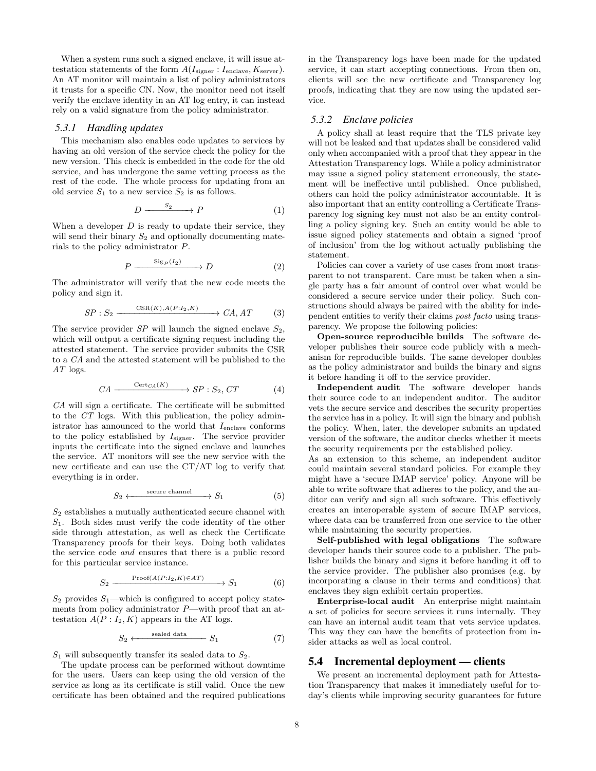When a system runs such a signed enclave, it will issue attestation statements of the form $A(I_{\text{signer}} : I_{\text{enclave}}, K_{\text{server}})$. An AT monitor will maintain a list of policy administrators it trusts for a specific CN. Now, the monitor need not itself verify the enclave identity in an AT log entry, it can instead rely on a valid signature from the policy administrator.

#### *5.3.1 Handling updates*

This mechanism also enables code updates to services by having an old version of the service check the policy for the new version. This check is embedded in the code for the old service, and has undergone the same vetting process as the rest of the code. The whole process for updating from an old service $S_1$ to a new service $S_2$ is as follows.

$$D \xrightarrow{S_2} P \tag{1}$$

When a developer $D$ is ready to update their service, they will send their binary $S_2$ and optionally documenting materials to the policy administrator $P$.

$$P \xrightarrow{\text{Sig}_P(I_2)} D \tag{2}$$

The administrator will verify that the new code meets the policy and sign it.

$$SP : S_2 \xrightarrow{\text{CSR}(K), A(P:I_2,K)} CA, AT \tag{3}$$

The service provider $SP$ will launch the signed enclave $S_2$, which will output a certificate signing request including the attested statement. The service provider submits the CSR to a $CA$ and the attested statement will be published to the $AT$ logs.

$$CA \xrightarrow{\text{Cert}_{CA}(K)} SP : S_2, CT \tag{4}$$

$CA$ will sign a certificate. The certificate will be submitted to the $CT$ logs. With this publication, the policy administrator has announced to the world that $I_{\text{enclave}}$ conforms to the policy established by $I_{\text{signer}}$. The service provider inputs the certificate into the signed enclave and launches the service. AT monitors will see the new service with the new certificate and can use the CT/AT log to verify that everything is in order.

$$S_2 \xleftrightarrow{\text{secure channel}} S_1 \tag{5}$$

$S_2$ establishes a mutually authenticated secure channel with $S_1$. Both sides must verify the code identity of the other side through attestation, as well as check the Certificate Transparency proofs for their keys. Doing both validates the service code *and* ensures that there is a public record for this particular service instance.

$$S_2 \xrightarrow{\text{Proof}(A(P:I_2,K)\in AT)} S_1 \tag{6}$$

$S_2$ provides $S_1$—which is configured to accept policy statements from policy administrator $P$—with proof that an attestation $A(P : I_2, K)$ appears in the AT logs.

$$S_2 \xleftarrow{\text{sealed data}} S_1 \tag{7}$$

$S_1$ will subsequently transfer its sealed data to $S_2$.

The update process can be performed without downtime for the users. Users can keep using the old version of the service as long as its certificate is still valid. Once the new certificate has been obtained and the required publications in the Transparency logs have been made for the updated service, it can start accepting connections. From then on, clients will see the new certificate and Transparency log proofs, indicating that they are now using the updated service.

#### *5.3.2 Enclave policies*

A policy shall at least require that the TLS private key will not be leaked and that updates shall be considered valid only when accompanied with a proof that they appear in the Attestation Transparency logs. While a policy administrator may issue a signed policy statement erroneously, the statement will be ineffective until published. Once published, others can hold the policy administrator accountable. It is also important that an entity controlling a Certificate Transparency log signing key must not also be an entity controlling a policy signing key. Such an entity would be able to issue signed policy statements and obtain a signed 'proof of inclusion' from the log without actually publishing the statement.

Policies can cover a variety of use cases from most transparent to not transparent. Care must be taken when a single party has a fair amount of control over what would be considered a secure service under their policy. Such constructions should always be paired with the ability for independent entities to verify their claims *post facto* using transparency. We propose the following policies:

**Open-source reproducible builds** The software developer publishes their source code publicly with a mechanism for reproducible builds. The same developer doubles as the policy administrator and builds the binary and signs it before handing it off to the service provider.

**Independent audit** The software developer hands their source code to an independent auditor. The auditor vets the secure service and describes the security properties the service has in a policy. It will sign the binary and publish the policy. When, later, the developer submits an updated version of the software, the auditor checks whether it meets the security requirements per the established policy.
As an extension to this scheme, an independent auditor could maintain several standard policies. For example they might have a 'secure IMAP service' policy. Anyone will be able to write software that adheres to the policy, and the auditor can verify and sign all such software. This effectively creates an interoperable system of secure IMAP services, where data can be transferred from one service to the other while maintaining the security properties.

**Self-published with legal obligations** The software developer hands their source code to a publisher. The publisher builds the binary and signs it before handing it off to the service provider. The publisher also promises (e.g. by incorporating a clause in their terms and conditions) that enclaves they sign exhibit certain properties.

**Enterprise-local audit** An enterprise might maintain a set of policies for secure services it runs internally. They can have an internal audit team that vets service updates. This way they can have the benefits of protection from insider attacks as well as local control.

## 5.4 Incremental deployment — clients

We present an incremental deployment path for Attestation Transparency that makes it immediately useful for today's clients while improving security guarantees for future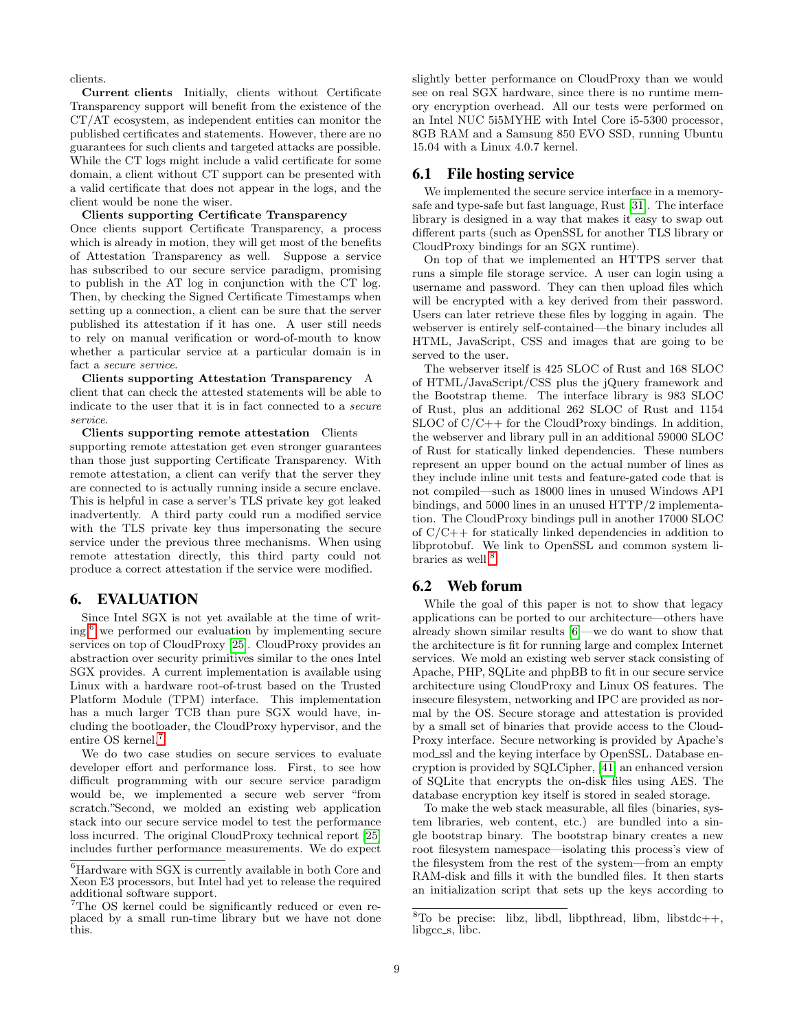clients.

**Current clients** Initially, clients without Certificate Transparency support will benefit from the existence of the CT/AT ecosystem, as independent entities can monitor the published certificates and statements. However, there are no guarantees for such clients and targeted attacks are possible. While the CT logs might include a valid certificate for some domain, a client without CT support can be presented with a valid certificate that does not appear in the logs, and the client would be none the wiser.

**Clients supporting Certificate Transparency** Once clients support Certificate Transparency, a process which is already in motion, they will get most of the benefits of Attestation Transparency as well. Suppose a service has subscribed to our secure service paradigm, promising to publish in the AT log in conjunction with the CT log. Then, by checking the Signed Certificate Timestamps when setting up a connection, a client can be sure that the server published its attestation if it has one. A user still needs to rely on manual verification or word-of-mouth to know whether a particular service at a particular domain is in fact a *secure service*.

**Clients supporting Attestation Transparency** A client that can check the attested statements will be able to indicate to the user that it is in fact connected to a *secure service*.

**Clients supporting remote attestation** Clients supporting remote attestation get even stronger guarantees than those just supporting Certificate Transparency. With remote attestation, a client can verify that the server they are connected to is actually running inside a secure enclave. This is helpful in case a server's TLS private key got leaked inadvertently. A third party could run a modified service with the TLS private key thus impersonating the secure service under the previous three mechanisms. When using remote attestation directly, this third party could not produce a correct attestation if the service were modified.

# 6. EVALUATION

Since Intel SGX is not yet available at the time of writing,[6] we performed our evaluation by implementing secure services on top of CloudProxy [25]. CloudProxy provides an abstraction over security primitives similar to the ones Intel SGX provides. A current implementation is available using Linux with a hardware root-of-trust based on the Trusted Platform Module (TPM) interface. This implementation has a much larger TCB than pure SGX would have, including the bootloader, the CloudProxy hypervisor, and the entire OS kernel.[7]

We do two case studies on secure services to evaluate developer effort and performance loss. First, to see how difficult programming with our secure service paradigm would be, we implemented a secure web server "from scratch."Second, we molded an existing web application stack into our secure service model to test the performance loss incurred. The original CloudProxy technical report [25] includes further performance measurements. We do expect slightly better performance on CloudProxy than we would see on real SGX hardware, since there is no runtime memory encryption overhead. All our tests were performed on an Intel NUC 5i5MYHE with Intel Core i5-5300 processor, 8GB RAM and a Samsung 850 EVO SSD, running Ubuntu 15.04 with a Linux 4.0.7 kernel.

## 6.1 File hosting service

We implemented the secure service interface in a memory-safe and type-safe but fast language, Rust [31]. The interface library is designed in a way that makes it easy to swap out different parts (such as OpenSSL for another TLS library or CloudProxy bindings for an SGX runtime).

On top of that we implemented an HTTPS server that runs a simple file storage service. A user can login using a username and password. They can then upload files which will be encrypted with a key derived from their password. Users can later retrieve these files by logging in again. The webserver is entirely self-contained—the binary includes all HTML, JavaScript, CSS and images that are going to be served to the user.

The webserver itself is 425 SLOC of Rust and 168 SLOC of HTML/JavaScript/CSS plus the jQuery framework and the Bootstrap theme. The interface library is 983 SLOC of Rust, plus an additional 262 SLOC of Rust and 1154 SLOC of C/C++ for the CloudProxy bindings. In addition, the webserver and library pull in an additional 59000 SLOC of Rust for statically linked dependencies. These numbers represent an upper bound on the actual number of lines as they include inline unit tests and feature-gated code that is not compiled—such as 18000 lines in unused Windows API bindings, and 5000 lines in an unused HTTP/2 implementation. The CloudProxy bindings pull in another 17000 SLOC of C/C++ for statically linked dependencies in addition to libprotobuf. We link to OpenSSL and common system libraries as well.[8]

## 6.2 Web forum

While the goal of this paper is not to show that legacy applications can be ported to our architecture—others have already shown similar results [6]—we do want to show that the architecture is fit for running large and complex Internet services. We mold an existing web server stack consisting of Apache, PHP, SQLite and phpBB to fit in our secure service architecture using CloudProxy and Linux OS features. The insecure filesystem, networking and IPC are provided as normal by the OS. Secure storage and attestation is provided by a small set of binaries that provide access to the CloudProxy interface. Secure networking is provided by Apache's mod_ssl and the keying interface by OpenSSL. Database encryption is provided by SQLCipher, [41] an enhanced version of SQLite that encrypts the on-disk files using AES. The database encryption key itself is stored in sealed storage.

To make the web stack measurable, all files (binaries, system libraries, web content, etc.) are bundled into a single bootstrap binary. The bootstrap binary creates a new root filesystem namespace—isolating this process's view of the filesystem from the rest of the system—from an empty RAM-disk and fills it with the bundled files. It then starts an initialization script that sets up the keys according to

[6] Hardware with SGX is currently available in both Core and Xeon E3 processors, but Intel had yet to release the required additional software support.

[7] The OS kernel could be significantly reduced or even replaced by a small run-time library but we have not done this.

[8] To be precise: libz, libdl, libpthread, libm, libstdc++, libgcc_s, libc.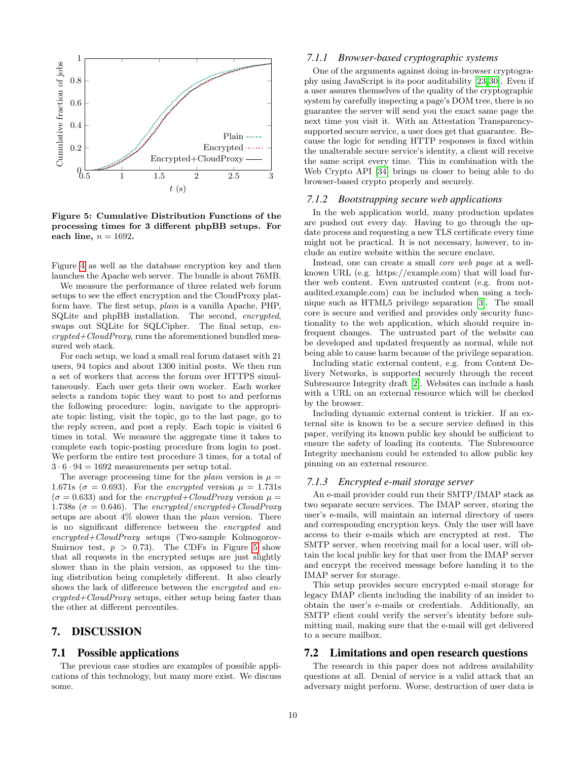Figure 5: Cumulative Distribution Functions of the processing times for 3 different phpBB setups. For each line, $n = 1692$.

Figure 4 as well as the database encryption key and then launches the Apache web server. The bundle is about 76MB.

We measure the performance of three related web forum setups to see the effect encryption and the CloudProxy platform have. The first setup, *plain* is a vanilla Apache, PHP, SQLite and phpBB installation. The second, *encrypted*, swaps out SQLite for SQLCipher. The final setup, *encrypted+CloudProxy*, runs the aforementioned bundled measured web stack.

For each setup, we load a small real forum dataset with 21 users, 94 topics and about 1300 initial posts. We then run a set of workers that access the forum over HTTPS simultaneously. Each user gets their own worker. Each worker selects a random topic they want to post to and performs the following procedure: login, navigate to the appropriate topic listing, visit the topic, go to the last page, go to the reply screen, and post a reply. Each topic is visited 6 times in total. We measure the aggregate time it takes to complete each topic-posting procedure from login to post. We perform the entire test procedure 3 times, for a total of $3 \cdot 6 \cdot 94 = 1692$ measurements per setup total.

The average processing time for the *plain* version is $\mu = 1.671$s ($\sigma = 0.693$). For the *encrypted* version $\mu = 1.731$s ($\sigma = 0.633$) and for the *encrypted+CloudProxy* version $\mu = 1.738$s ($\sigma = 0.646$). The *encrypted*/*encrypted+CloudProxy* setups are about 4% slower than the *plain* version. There is no significant difference between the *encrypted* and *encrypted+CloudProxy* setups (Two-sample Kolmogorov-Smirnov test, $p > 0.73$). The CDFs in Figure 5 show that all requests in the encrypted setups are just slightly slower than in the plain version, as opposed to the timing distribution being completely different. It also clearly shows the lack of difference between the *encrypted* and *encrypted+CloudProxy* setups, either setup being faster than the other at different percentiles.

## 7. DISCUSSION

### 7.1 Possible applications

The previous case studies are examples of possible applications of this technology, but many more exist. We discuss some.

#### 7.1.1 Browser-based cryptographic systems

One of the arguments against doing in-browser cryptography using JavaScript is its poor auditability [23, 30]. Even if a user assures themselves of the quality of the cryptographic system by carefully inspecting a page's DOM tree, there is no guarantee the server will send you the exact same page the next time you visit it. With an Attestation Transparency-supported secure service, a user does get that guarantee. Because the logic for sending HTTP responses is fixed within the unalterable secure service's identity, a client will receive the same script every time. This in combination with the Web Crypto API [34] brings us closer to being able to do browser-based crypto properly and securely.

#### 7.1.2 Bootstrapping secure web applications

In the web application world, many production updates are pushed out every day. Having to go through the update process and requesting a new TLS certificate every time might not be practical. It is not necessary, however, to include an entire website within the secure enclave.

Instead, one can create a small *core web page* at a well-known URL (e.g. https://example.com) that will load further web content. Even untrusted content (e.g. from not-audited.example.com) can be included when using a technique such as HTML5 privilege separation [3]. The small core is secure and verified and provides only security functionality to the web application, which should require infrequent changes. The untrusted part of the website can be developed and updated frequently as normal, while not being able to cause harm because of the privilege separation.

Including static external content, e.g. from Content Delivery Networks, is supported securely through the recent Subresource Integrity draft [2]. Websites can include a hash with a URL on an external resource which will be checked by the browser.

Including dynamic external content is trickier. If an external site is known to be a secure service defined in this paper, verifying its known public key should be sufficient to ensure the safety of loading its contents. The Subresource Integrity mechanism could be extended to allow public key pinning on an external resource.

#### 7.1.3 Encrypted e-mail storage server

An e-mail provider could run their SMTP/IMAP stack as two separate secure services. The IMAP server, storing the user's e-mails, will maintain an internal directory of users and corresponding encryption keys. Only the user will have access to their e-mails which are encrypted at rest. The SMTP server, when receiving mail for a local user, will obtain the local public key for that user from the IMAP server and encrypt the received message before handing it to the IMAP server for storage.

This setup provides secure encrypted e-mail storage for legacy IMAP clients including the inability of an insider to obtain the user's e-mails or credentials. Additionally, an SMTP client could verify the server's identity before submitting mail, making sure that the e-mail will get delivered to a secure mailbox.

### 7.2 Limitations and open research questions

The research in this paper does not address availability questions at all. Denial of service is a valid attack that an adversary might perform. Worse, destruction of user data is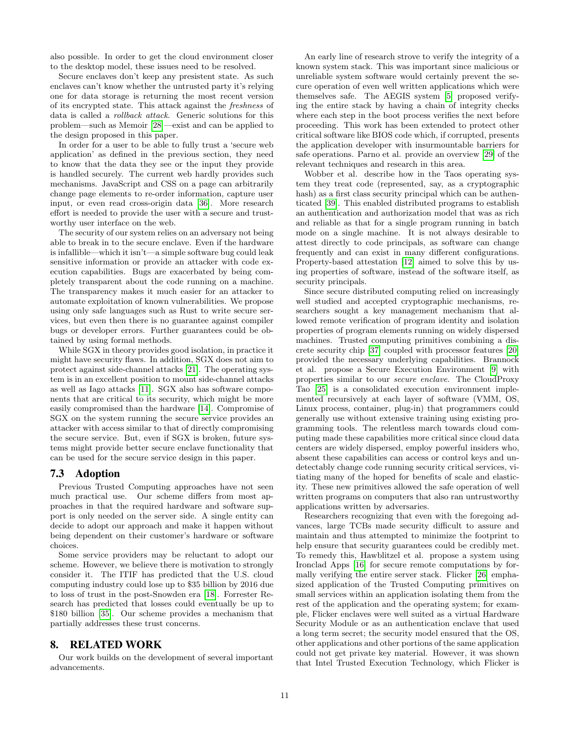also possible. In order to get the cloud environment closer to the desktop model, these issues need to be resolved.

Secure enclaves don't keep any presistent state. As such enclaves can't know whether the untrusted party it's relying one for data storage is returning the most recent version of its encrypted state. This attack against the *freshness* of data is called a *rollback attack*. Generic solutions for this problem—such as Memoir [28]—exist and can be applied to the design proposed in this paper.

In order for a user to be able to fully trust a 'secure web application' as defined in the previous section, they need to know that the data they see or the input they provide is handled securely. The current web hardly provides such mechanisms. JavaScript and CSS on a page can arbitrarily change page elements to re-order information, capture user input, or even read cross-origin data [36]. More research effort is needed to provide the user with a secure and trustworthy user interface on the web.

The security of our system relies on an adversary not being able to break in to the secure enclave. Even if the hardware is infallible—which it isn't—a simple software bug could leak sensitive information or provide an attacker with code execution capabilities. Bugs are exacerbated by being completely transparent about the code running on a machine. The transparency makes it much easier for an attacker to automate exploitation of known vulnerabilities. We propose using only safe languages such as Rust to write secure services, but even then there is no guarantee against compiler bugs or developer errors. Further guarantees could be obtained by using formal methods.

While SGX in theory provides good isolation, in practice it might have security flaws. In addition, SGX does not aim to protect against side-channel attacks [21]. The operating system is in an excellent position to mount side-channel attacks as well as Iago attacks [11]. SGX also has software components that are critical to its security, which might be more easily compromised than the hardware [14]. Compromise of SGX on the system running the secure service provides an attacker with access similar to that of directly compromising the secure service. But, even if SGX is broken, future systems might provide better secure enclave functionality that can be used for the secure service design in this paper.

## 7.3 Adoption

Previous Trusted Computing approaches have not seen much practical use. Our scheme differs from most approaches in that the required hardware and software support is only needed on the server side. A single entity can decide to adopt our approach and make it happen without being dependent on their customer's hardware or software choices.

Some service providers may be reluctant to adopt our scheme. However, we believe there is motivation to strongly consider it. The ITIF has predicted that the U.S. cloud computing industry could lose up to $35 billion by 2016 due to loss of trust in the post-Snowden era [18]. Forrester Research has predicted that losses could eventually be up to $180 billion [35]. Our scheme provides a mechanism that partially addresses these trust concerns.

# 8. RELATED WORK

Our work builds on the development of several important advancements.

An early line of research strove to verify the integrity of a known system stack. This was important since malicious or unreliable system software would certainly prevent the secure operation of even well written applications which were themselves safe. The AEGIS system [5] proposed verifying the entire stack by having a chain of integrity checks where each step in the boot process verifies the next before proceeding. This work has been extended to protect other critical software like BIOS code which, if corrupted, presents the application developer with insurmountable barriers for safe operations. Parno et al. provide an overview [29] of the relevant techniques and research in this area.

Wobber et al. describe how in the Taos operating system they treat code (represented, say, as a cryptographic hash) as a first class security principal which can be authenticated [39]. This enabled distributed programs to establish an authentication and authorization model that was as rich and reliable as that for a single program running in batch mode on a single machine. It is not always desirable to attest directly to code principals, as software can change frequently and can exist in many different configurations. Property-based attestation [12] aimed to solve this by using properties of software, instead of the software itself, as security principals.

Since secure distributed computing relied on increasingly well studied and accepted cryptographic mechanisms, researchers sought a key management mechanism that allowed remote verification of program identity and isolation properties of program elements running on widely dispersed machines. Trusted computing primitives combining a discrete security chip [37] coupled with processor features [20] provided the necessary underlying capabilities. Brannock et al. propose a Secure Execution Environment [9] with properties similar to our *secure enclave*. The CloudProxy Tao [25] is a consolidated execution environment implemented recursively at each layer of software (VMM, OS, Linux process, container, plug-in) that programmers could generally use without extensive training using existing programming tools. The relentless march towards cloud computing made these capabilities more critical since cloud data centers are widely dispersed, employ powerful insiders who, absent these capabilities can access or control keys and undetectably change code running security critical services, vitiating many of the hoped for benefits of scale and elasticity. These new primitives allowed the safe operation of well written programs on computers that also ran untrustworthy applications written by adversaries.

Researchers recognizing that even with the foregoing advances, large TCBs made security difficult to assure and maintain and thus attempted to minimize the footprint to help ensure that security guarantees could be credibly met. To remedy this, Hawblitzel et al. propose a system using Ironclad Apps [16] for secure remote computations by formally verifying the entire server stack. Flicker [26] emphasized application of the Trusted Computing primitives on small services within an application isolating them from the rest of the application and the operating system; for example, Flicker enclaves were well suited as a virtual Hardware Security Module or as an authentication enclave that used a long term secret; the security model ensured that the OS, other applications and other portions of the same application could not get private key material. However, it was shown that Intel Trusted Execution Technology, which Flicker is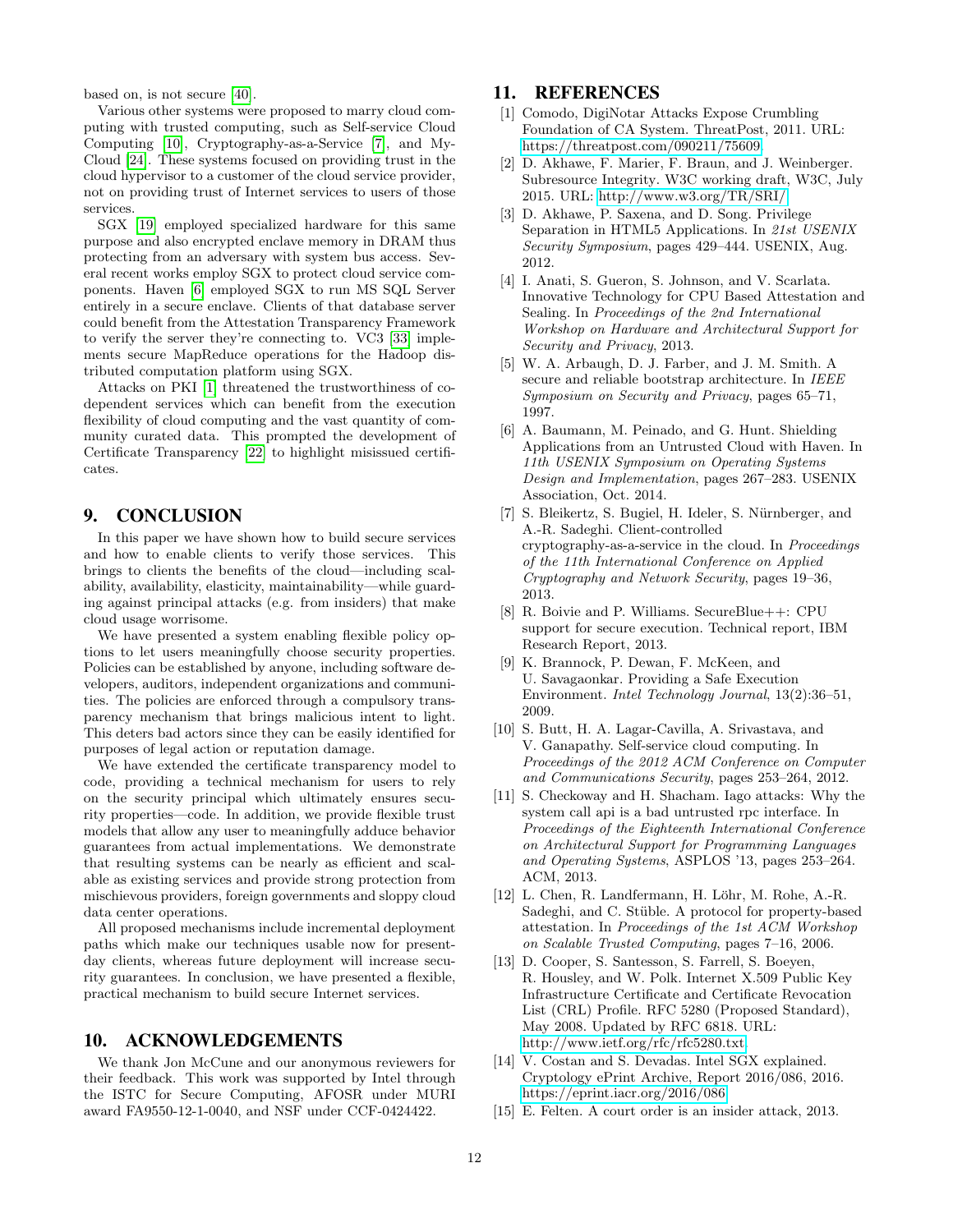based on, is not secure [40].

Various other systems were proposed to marry cloud computing with trusted computing, such as Self-service Cloud Computing [10], Cryptography-as-a-Service [7], and MyCloud [24]. These systems focused on providing trust in the cloud hypervisor to a customer of the cloud service provider, not on providing trust of Internet services to users of those services.

SGX [19] employed specialized hardware for this same purpose and also encrypted enclave memory in DRAM thus protecting from an adversary with system bus access. Several recent works employ SGX to protect cloud service components. Haven [6] employed SGX to run MS SQL Server entirely in a secure enclave. Clients of that database server could benefit from the Attestation Transparency Framework to verify the server they're connecting to. VC3 [33] implements secure MapReduce operations for the Hadoop distributed computation platform using SGX.

Attacks on PKI [1] threatened the trustworthiness of codependent services which can benefit from the execution flexibility of cloud computing and the vast quantity of community curated data. This prompted the development of Certificate Transparency [22] to highlight misissued certificates.

## 9. CONCLUSION

In this paper we have shown how to build secure services and how to enable clients to verify those services. This brings to clients the benefits of the cloud—including scalability, availability, elasticity, maintainability—while guarding against principal attacks (e.g. from insiders) that make cloud usage worrisome.

We have presented a system enabling flexible policy options to let users meaningfully choose security properties. Policies can be established by anyone, including software developers, auditors, independent organizations and communities. The policies are enforced through a compulsory transparency mechanism that brings malicious intent to light. This deters bad actors since they can be easily identified for purposes of legal action or reputation damage.

We have extended the certificate transparency model to code, providing a technical mechanism for users to rely on the security principal which ultimately ensures security properties—code. In addition, we provide flexible trust models that allow any user to meaningfully adduce behavior guarantees from actual implementations. We demonstrate that resulting systems can be nearly as efficient and scalable as existing services and provide strong protection from mischievous providers, foreign governments and sloppy cloud data center operations.

All proposed mechanisms include incremental deployment paths which make our techniques usable now for present-day clients, whereas future deployment will increase security guarantees. In conclusion, we have presented a flexible, practical mechanism to build secure Internet services.

## 10. ACKNOWLEDGEMENTS

We thank Jon McCune and our anonymous reviewers for their feedback. This work was supported by Intel through the ISTC for Secure Computing, AFOSR under MURI award FA9550-12-1-0040, and NSF under CCF-0424422.

## 11. REFERENCES

[1] Comodo, DigiNotar Attacks Expose Crumbling Foundation of CA System. ThreatPost, 2011. URL: https://threatpost.com/090211/75609.

[2] D. Akhawe, F. Marier, F. Braun, and J. Weinberger. Subresource Integrity. W3C working draft, W3C, July 2015. URL: http://www.w3.org/TR/SRI/.

[3] D. Akhawe, P. Saxena, and D. Song. Privilege Separation in HTML5 Applications. In *21st USENIX Security Symposium*, pages 429–444. USENIX, Aug. 2012.

[4] I. Anati, S. Gueron, S. Johnson, and V. Scarlata. Innovative Technology for CPU Based Attestation and Sealing. In *Proceedings of the 2nd International Workshop on Hardware and Architectural Support for Security and Privacy*, 2013.

[5] W. A. Arbaugh, D. J. Farber, and J. M. Smith. A secure and reliable bootstrap architecture. In *IEEE Symposium on Security and Privacy*, pages 65–71, 1997.

[6] A. Baumann, M. Peinado, and G. Hunt. Shielding Applications from an Untrusted Cloud with Haven. In *11th USENIX Symposium on Operating Systems Design and Implementation*, pages 267–283. USENIX Association, Oct. 2014.

[7] S. Bleikertz, S. Bugiel, H. Ideler, S. Nürnberger, and A.-R. Sadeghi. Client-controlled cryptography-as-a-service in the cloud. In *Proceedings of the 11th International Conference on Applied Cryptography and Network Security*, pages 19–36, 2013.

[8] R. Boivie and P. Williams. SecureBlue++: CPU support for secure execution. Technical report, IBM Research Report, 2013.

[9] K. Brannock, P. Dewan, F. McKeen, and U. Savagaonkar. Providing a Safe Execution Environment. *Intel Technology Journal*, 13(2):36–51, 2009.

[10] S. Butt, H. A. Lagar-Cavilla, A. Srivastava, and V. Ganapathy. Self-service cloud computing. In *Proceedings of the 2012 ACM Conference on Computer and Communications Security*, pages 253–264, 2012.

[11] S. Checkoway and H. Shacham. Iago attacks: Why the system call api is a bad untrusted rpc interface. In *Proceedings of the Eighteenth International Conference on Architectural Support for Programming Languages and Operating Systems*, ASPLOS '13, pages 253–264. ACM, 2013.

[12] L. Chen, R. Landfermann, H. Löhr, M. Rohe, A.-R. Sadeghi, and C. Stüble. A protocol for property-based attestation. In *Proceedings of the 1st ACM Workshop on Scalable Trusted Computing*, pages 7–16, 2006.

[13] D. Cooper, S. Santesson, S. Farrell, S. Boeyen, R. Housley, and W. Polk. Internet X.509 Public Key Infrastructure Certificate and Certificate Revocation List (CRL) Profile. RFC 5280 (Proposed Standard), May 2008. Updated by RFC 6818. URL: http://www.ietf.org/rfc/rfc5280.txt.

[14] V. Costan and S. Devadas. Intel SGX explained. Cryptology ePrint Archive, Report 2016/086, 2016. https://eprint.iacr.org/2016/086.

[15] E. Felten. A court order is an insider attack, 2013.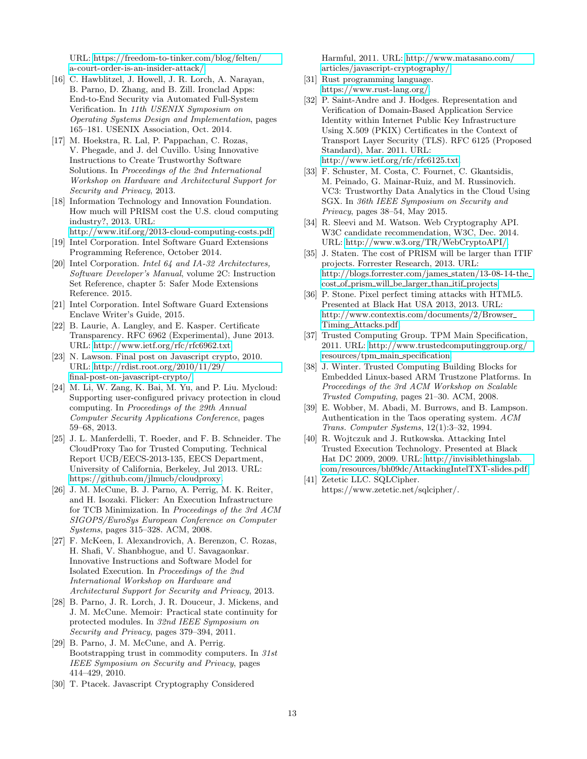URL: https://freedom-to-tinker.com/blog/felten/a-court-order-is-an-insider-attack/

[16] C. Hawblitzel, J. Howell, J. R. Lorch, A. Narayan, B. Parno, D. Zhang, and B. Zill. Ironclad Apps: End-to-End Security via Automated Full-System Verification. In *11th USENIX Symposium on Operating Systems Design and Implementation*, pages 165–181. USENIX Association, Oct. 2014.

[17] M. Hoekstra, R. Lal, P. Pappachan, C. Rozas, V. Phegade, and J. del Cuvillo. Using Innovative Instructions to Create Trustworthy Software Solutions. In *Proceedings of the 2nd International Workshop on Hardware and Architectural Support for Security and Privacy*, 2013.

[18] Information Technology and Innovation Foundation. How much will PRISM cost the U.S. cloud computing industry?, 2013. URL: http://www.itif.org/2013-cloud-computing-costs.pdf

[19] Intel Corporation. Intel Software Guard Extensions Programming Reference, October 2014.

[20] Intel Corporation. *Intel 64 and IA-32 Architectures, Software Developer's Manual*, volume 2C: Instruction Set Reference, chapter 5: Safer Mode Extensions Reference. 2015.

[21] Intel Corporation. Intel Software Guard Extensions Enclave Writer's Guide, 2015.

[22] B. Laurie, A. Langley, and E. Kasper. Certificate Transparency. RFC 6962 (Experimental), June 2013. URL: http://www.ietf.org/rfc/rfc6962.txt

[23] N. Lawson. Final post on Javascript crypto, 2010. URL: http://rdist.root.org/2010/11/29/final-post-on-javascript-crypto/

[24] M. Li, W. Zang, K. Bai, M. Yu, and P. Liu. Mycloud: Supporting user-configured privacy protection in cloud computing. In *Proceedings of the 29th Annual Computer Security Applications Conference*, pages 59–68, 2013.

[25] J. L. Manferdelli, T. Roeder, and F. B. Schneider. The CloudProxy Tao for Trusted Computing. Technical Report UCB/EECS-2013-135, EECS Department, University of California, Berkeley, Jul 2013. URL: https://github.com/jlmucb/cloudproxy.

[26] J. M. McCune, B. J. Parno, A. Perrig, M. K. Reiter, and H. Isozaki. Flicker: An Execution Infrastructure for TCB Minimization. In *Proceedings of the 3rd ACM SIGOPS/EuroSys European Conference on Computer Systems*, pages 315–328. ACM, 2008.

[27] F. McKeen, I. Alexandrovich, A. Berenzon, C. Rozas, H. Shafi, V. Shanbhogue, and U. Savagaonkar. Innovative Instructions and Software Model for Isolated Execution. In *Proceedings of the 2nd International Workshop on Hardware and Architectural Support for Security and Privacy*, 2013.

[28] B. Parno, J. R. Lorch, J. R. Douceur, J. Mickens, and J. M. McCune. Memoir: Practical state continuity for protected modules. In *32nd IEEE Symposium on Security and Privacy*, pages 379–394, 2011.

[29] B. Parno, J. M. McCune, and A. Perrig. Bootstrapping trust in commodity computers. In *31st IEEE Symposium on Security and Privacy*, pages 414–429, 2010.

[30] T. Ptacek. Javascript Cryptography Considered Harmful, 2011. URL: http://www.matasano.com/articles/javascript-cryptography/

[31] Rust programming language. https://www.rust-lang.org/

[32] P. Saint-Andre and J. Hodges. Representation and Verification of Domain-Based Application Service Identity within Internet Public Key Infrastructure Using X.509 (PKIX) Certificates in the Context of Transport Layer Security (TLS). RFC 6125 (Proposed Standard), Mar. 2011. URL: http://www.ietf.org/rfc/rfc6125.txt

[33] F. Schuster, M. Costa, C. Fournet, C. Gkantsidis, M. Peinado, G. Mainar-Ruiz, and M. Russinovich. VC3: Trustworthy Data Analytics in the Cloud Using SGX. In *36th IEEE Symposium on Security and Privacy*, pages 38–54, May 2015.

[34] R. Sleevi and M. Watson. Web Cryptography API. W3C candidate recommendation, W3C, Dec. 2014. URL: http://www.w3.org/TR/WebCryptoAPI/

[35] J. Staten. The cost of PRISM will be larger than ITIF projects. Forrester Research, 2013. URL: http://blogs.forrester.com/james_staten/13-08-14-the_cost_of_prism_will_be_larger_than_itif_projects

[36] P. Stone. Pixel perfect timing attacks with HTML5. Presented at Black Hat USA 2013, 2013. URL: http://www.contextis.com/documents/2/Browser_Timing_Attacks.pdf

[37] Trusted Computing Group. TPM Main Specification, 2011. URL: http://www.trustedcomputinggroup.org/resources/tpm_main_specification

[38] J. Winter. Trusted Computing Building Blocks for Embedded Linux-based ARM Trustzone Platforms. In *Proceedings of the 3rd ACM Workshop on Scalable Trusted Computing*, pages 21–30. ACM, 2008.

[39] E. Wobber, M. Abadi, M. Burrows, and B. Lampson. Authentication in the Taos operating system. *ACM Trans. Computer Systems*, 12(1):3–32, 1994.

[40] R. Wojtczuk and J. Rutkowska. Attacking Intel Trusted Execution Technology. Presented at Black Hat DC 2009, 2009. URL: http://invisiblethingslab.com/resources/bh09dc/AttackingIntelTXT-slides.pdf

[41] Zetetic LLC. SQLCipher. https://www.zetetic.net/sqlcipher/.